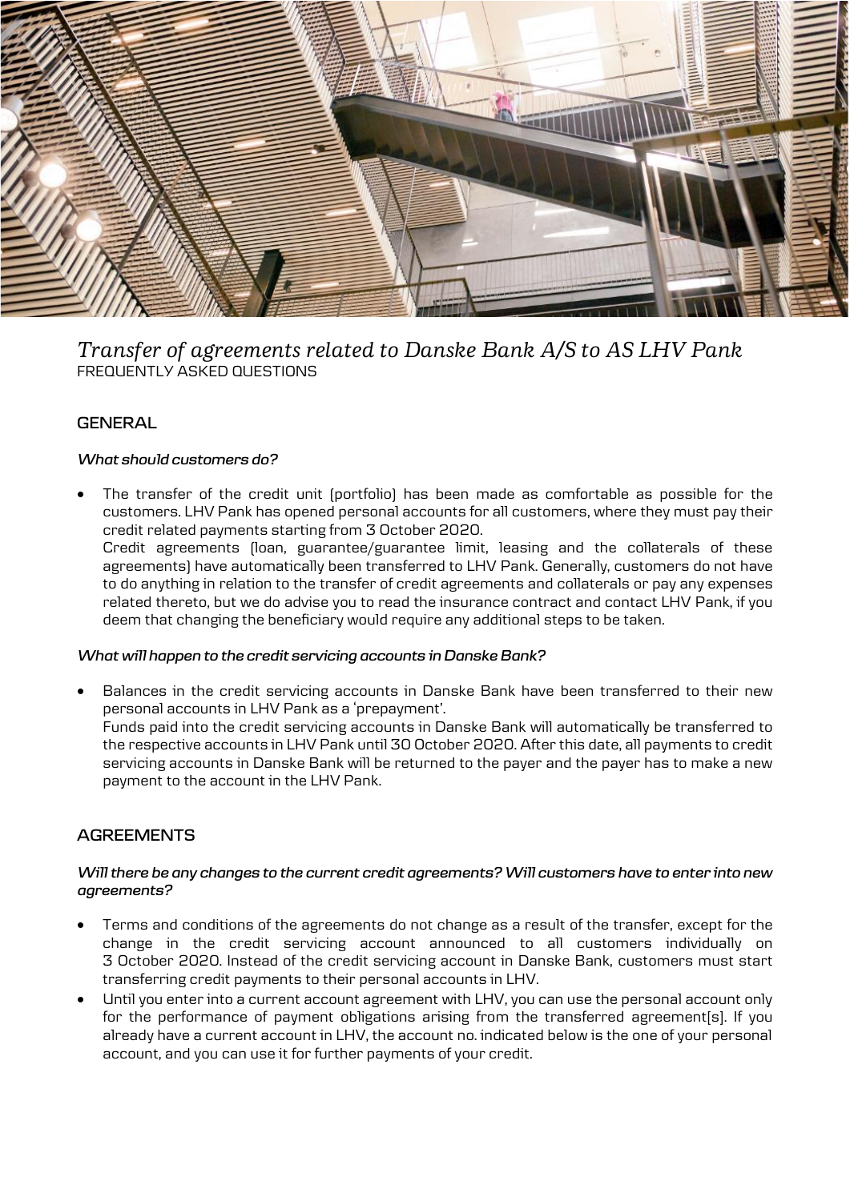# *Transfer of agreements related to Danske Bank A/S to AS LHV Pank*

FREQUENTLY ASKED QUESTIONS

## GENERAL

### *What should customers do?*

- The transfer of the credit unit (portfolio) has been made as comfortable as possible for the customers. LHV Pank has opened personal accounts for all customers, where they must pay their credit related payments starting from 3 October 2020.
  Credit agreements (loan, guarantee/guarantee limit, leasing and the collaterals of these agreements) have automatically been transferred to LHV Pank. Generally, customers do not have to do anything in relation to the transfer of credit agreements and collaterals or pay any expenses related thereto, but we do advise you to read the insurance contract and contact LHV Pank, if you deem that changing the beneficiary would require any additional steps to be taken.

### *What will happen to the credit servicing accounts in Danske Bank?*

- Balances in the credit servicing accounts in Danske Bank have been transferred to their new personal accounts in LHV Pank as a 'prepayment'.
  Funds paid into the credit servicing accounts in Danske Bank will automatically be transferred to the respective accounts in LHV Pank until 30 October 2020. After this date, all payments to credit servicing accounts in Danske Bank will be returned to the payer and the payer has to make a new payment to the account in the LHV Pank.

## AGREEMENTS

### *Will there be any changes to the current credit agreements? Will customers have to enter into new agreements?*

- Terms and conditions of the agreements do not change as a result of the transfer, except for the change in the credit servicing account announced to all customers individually on 3 October 2020. Instead of the credit servicing account in Danske Bank, customers must start transferring credit payments to their personal accounts in LHV.
- Until you enter into a current account agreement with LHV, you can use the personal account only for the performance of payment obligations arising from the transferred agreement(s). If you already have a current account in LHV, the account no. indicated below is the one of your personal account, and you can use it for further payments of your credit.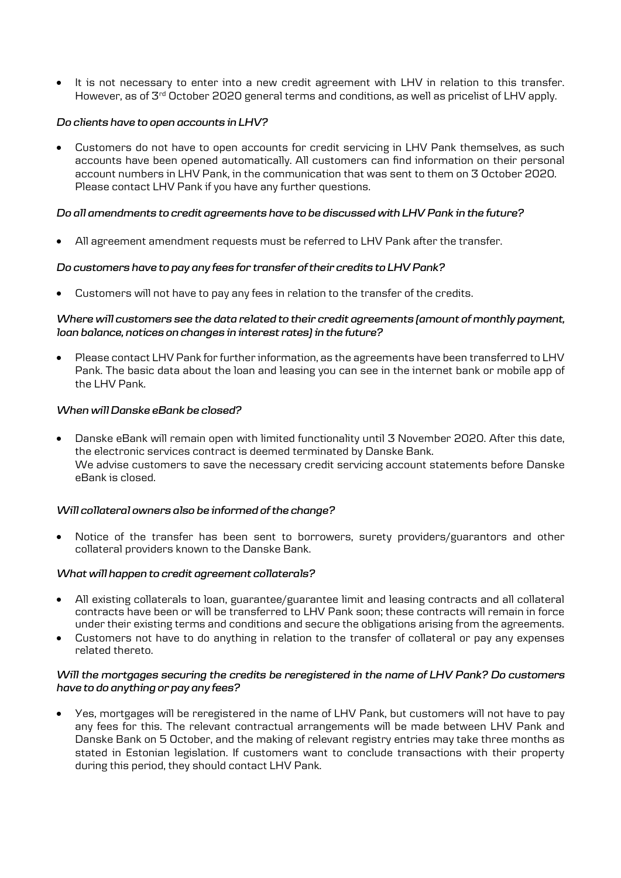- It is not necessary to enter into a new credit agreement with LHV in relation to this transfer. However, as of 3rd October 2020 general terms and conditions, as well as pricelist of LHV apply.

***Do clients have to open accounts in LHV?***

- Customers do not have to open accounts for credit servicing in LHV Pank themselves, as such accounts have been opened automatically. All customers can find information on their personal account numbers in LHV Pank, in the communication that was sent to them on 3 October 2020. Please contact LHV Pank if you have any further questions.

***Do all amendments to credit agreements have to be discussed with LHV Pank in the future?***

- All agreement amendment requests must be referred to LHV Pank after the transfer.

***Do customers have to pay any fees for transfer of their credits to LHV Pank?***

- Customers will not have to pay any fees in relation to the transfer of the credits.

***Where will customers see the data related to their credit agreements (amount of monthly payment, loan balance, notices on changes in interest rates) in the future?***

- Please contact LHV Pank for further information, as the agreements have been transferred to LHV Pank. The basic data about the loan and leasing you can see in the internet bank or mobile app of the LHV Pank.

***When will Danske eBank be closed?***

- Danske eBank will remain open with limited functionality until 3 November 2020. After this date, the electronic services contract is deemed terminated by Danske Bank.
  We advise customers to save the necessary credit servicing account statements before Danske eBank is closed.

***Will collateral owners also be informed of the change?***

- Notice of the transfer has been sent to borrowers, surety providers/guarantors and other collateral providers known to the Danske Bank.

***What will happen to credit agreement collaterals?***

- All existing collaterals to loan, guarantee/guarantee limit and leasing contracts and all collateral contracts have been or will be transferred to LHV Pank soon; these contracts will remain in force under their existing terms and conditions and secure the obligations arising from the agreements.
- Customers not have to do anything in relation to the transfer of collateral or pay any expenses related thereto.

***Will the mortgages securing the credits be reregistered in the name of LHV Pank? Do customers have to do anything or pay any fees?***

- Yes, mortgages will be reregistered in the name of LHV Pank, but customers will not have to pay any fees for this. The relevant contractual arrangements will be made between LHV Pank and Danske Bank on 5 October, and the making of relevant registry entries may take three months as stated in Estonian legislation. If customers want to conclude transactions with their property during this period, they should contact LHV Pank.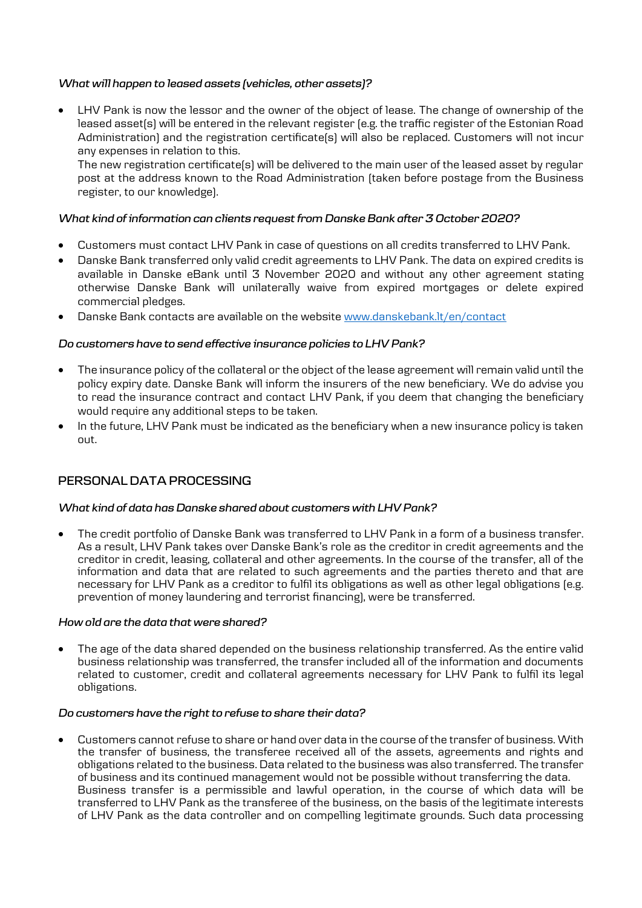### *What will happen to leased assets (vehicles, other assets)?*

- LHV Pank is now the lessor and the owner of the object of lease. The change of ownership of the leased asset(s) will be entered in the relevant register (e.g. the traffic register of the Estonian Road Administration) and the registration certificate(s) will also be replaced. Customers will not incur any expenses in relation to this.
  The new registration certificate(s) will be delivered to the main user of the leased asset by regular post at the address known to the Road Administration (taken before postage from the Business register, to our knowledge).

### *What kind of information can clients request from Danske Bank after 3 October 2020?*

- Customers must contact LHV Pank in case of questions on all credits transferred to LHV Pank.
- Danske Bank transferred only valid credit agreements to LHV Pank. The data on expired credits is available in Danske eBank until 3 November 2020 and without any other agreement stating otherwise Danske Bank will unilaterally waive from expired mortgages or delete expired commercial pledges.
- Danske Bank contacts are available on the website [www.danskebank.lt/en/contact](www.danskebank.lt/en/contact)

### *Do customers have to send effective insurance policies to LHV Pank?*

- The insurance policy of the collateral or the object of the lease agreement will remain valid until the policy expiry date. Danske Bank will inform the insurers of the new beneficiary. We do advise you to read the insurance contract and contact LHV Pank, if you deem that changing the beneficiary would require any additional steps to be taken.
- In the future, LHV Pank must be indicated as the beneficiary when a new insurance policy is taken out.

## PERSONAL DATA PROCESSING

### *What kind of data has Danske shared about customers with LHV Pank?*

- The credit portfolio of Danske Bank was transferred to LHV Pank in a form of a business transfer. As a result, LHV Pank takes over Danske Bank's role as the creditor in credit agreements and the creditor in credit, leasing, collateral and other agreements. In the course of the transfer, all of the information and data that are related to such agreements and the parties thereto and that are necessary for LHV Pank as a creditor to fulfil its obligations as well as other legal obligations (e.g. prevention of money laundering and terrorist financing), were be transferred.

### *How old are the data that were shared?*

- The age of the data shared depended on the business relationship transferred. As the entire valid business relationship was transferred, the transfer included all of the information and documents related to customer, credit and collateral agreements necessary for LHV Pank to fulfil its legal obligations.

### *Do customers have the right to refuse to share their data?*

- Customers cannot refuse to share or hand over data in the course of the transfer of business. With the transfer of business, the transferee received all of the assets, agreements and rights and obligations related to the business. Data related to the business was also transferred. The transfer of business and its continued management would not be possible without transferring the data.
  Business transfer is a permissible and lawful operation, in the course of which data will be transferred to LHV Pank as the transferee of the business, on the basis of the legitimate interests of LHV Pank as the data controller and on compelling legitimate grounds. Such data processing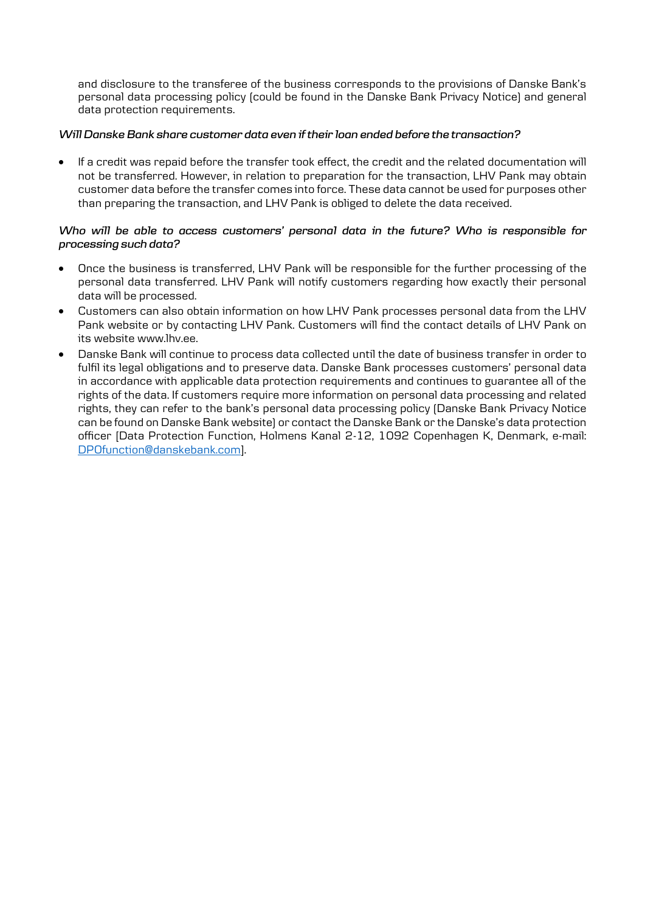and disclosure to the transferee of the business corresponds to the provisions of Danske Bank's personal data processing policy (could be found in the Danske Bank Privacy Notice) and general data protection requirements.

***Will Danske Bank share customer data even if their loan ended before the transaction?***

- If a credit was repaid before the transfer took effect, the credit and the related documentation will not be transferred. However, in relation to preparation for the transaction, LHV Pank may obtain customer data before the transfer comes into force. These data cannot be used for purposes other than preparing the transaction, and LHV Pank is obliged to delete the data received.

***Who will be able to access customers' personal data in the future? Who is responsible for processing such data?***

- Once the business is transferred, LHV Pank will be responsible for the further processing of the personal data transferred. LHV Pank will notify customers regarding how exactly their personal data will be processed.
- Customers can also obtain information on how LHV Pank processes personal data from the LHV Pank website or by contacting LHV Pank. Customers will find the contact details of LHV Pank on its website www.lhv.ee.
- Danske Bank will continue to process data collected until the date of business transfer in order to fulfil its legal obligations and to preserve data. Danske Bank processes customers' personal data in accordance with applicable data protection requirements and continues to guarantee all of the rights of the data. If customers require more information on personal data processing and related rights, they can refer to the bank's personal data processing policy (Danske Bank Privacy Notice can be found on Danske Bank website) or contact the Danske Bank or the Danske's data protection officer (Data Protection Function, Holmens Kanal 2-12, 1092 Copenhagen K, Denmark, e-mail: DPOfunction@danskebank.com).